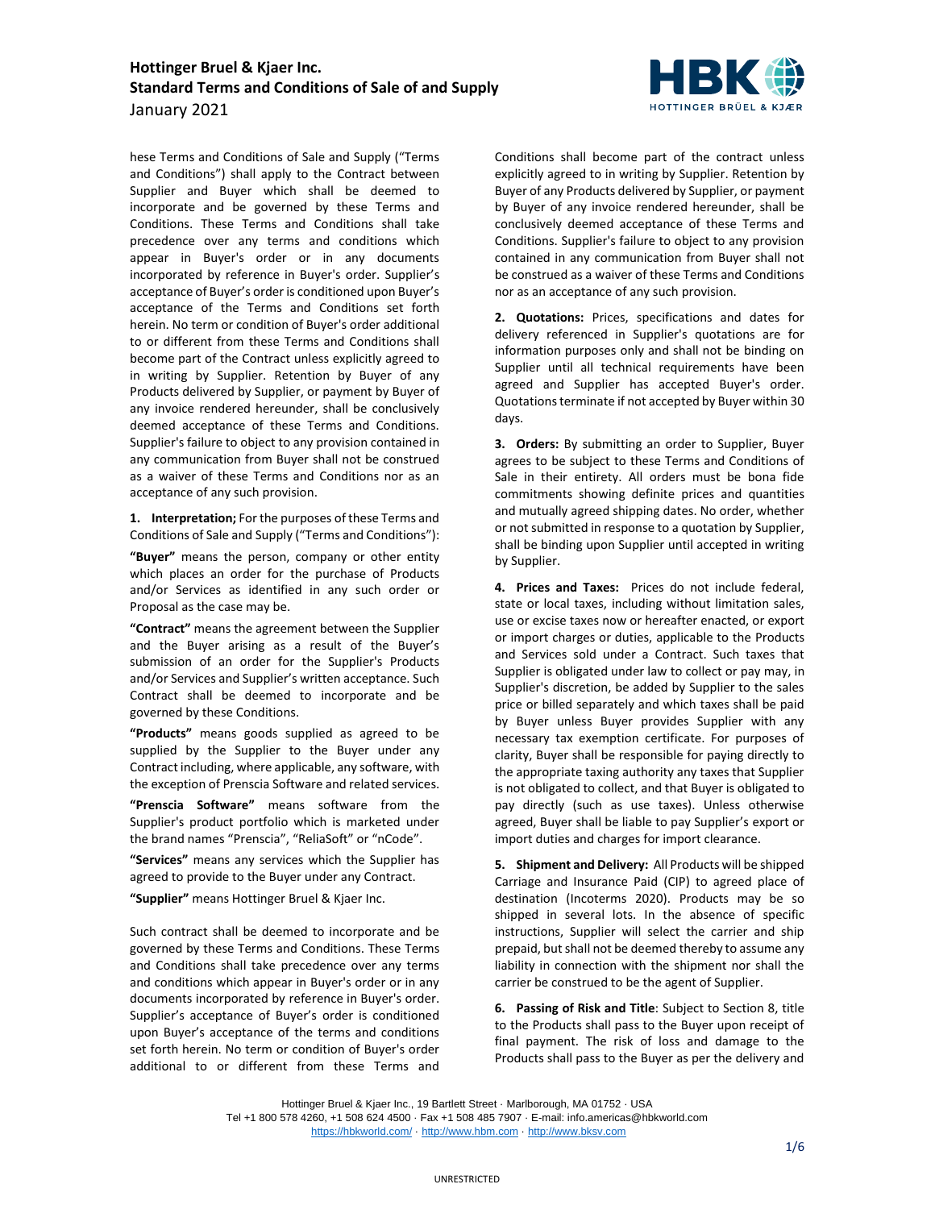# Hottinger Bruel & Kjaer Inc.
## Standard Terms and Conditions of Sale of and Supply
January 2021

hese Terms and Conditions of Sale and Supply ("Terms and Conditions") shall apply to the Contract between Supplier and Buyer which shall be deemed to incorporate and be governed by these Terms and Conditions. These Terms and Conditions shall take precedence over any terms and conditions which appear in Buyer's order or in any documents incorporated by reference in Buyer's order. Supplier's acceptance of Buyer's order is conditioned upon Buyer's acceptance of the Terms and Conditions set forth herein. No term or condition of Buyer's order additional to or different from these Terms and Conditions shall become part of the Contract unless explicitly agreed to in writing by Supplier. Retention by Buyer of any Products delivered by Supplier, or payment by Buyer of any invoice rendered hereunder, shall be conclusively deemed acceptance of these Terms and Conditions. Supplier's failure to object to any provision contained in any communication from Buyer shall not be construed as a waiver of these Terms and Conditions nor as an acceptance of any such provision.

**1. Interpretation;** For the purposes of these Terms and Conditions of Sale and Supply ("Terms and Conditions"):

**"Buyer"** means the person, company or other entity which places an order for the purchase of Products and/or Services as identified in any such order or Proposal as the case may be.

**"Contract"** means the agreement between the Supplier and the Buyer arising as a result of the Buyer's submission of an order for the Supplier's Products and/or Services and Supplier's written acceptance. Such Contract shall be deemed to incorporate and be governed by these Conditions.

**"Products"** means goods supplied as agreed to be supplied by the Supplier to the Buyer under any Contract including, where applicable, any software, with the exception of Prenscia Software and related services.

**"Prenscia Software"** means software from the Supplier's product portfolio which is marketed under the brand names "Prenscia", "ReliaSoft" or "nCode".

**"Services"** means any services which the Supplier has agreed to provide to the Buyer under any Contract.

**"Supplier"** means Hottinger Bruel & Kjaer Inc.

Such contract shall be deemed to incorporate and be governed by these Terms and Conditions. These Terms and Conditions shall take precedence over any terms and conditions which appear in Buyer's order or in any documents incorporated by reference in Buyer's order. Supplier's acceptance of Buyer's order is conditioned upon Buyer's acceptance of the terms and conditions set forth herein. No term or condition of Buyer's order additional to or different from these Terms and Conditions shall become part of the contract unless explicitly agreed to in writing by Supplier. Retention by Buyer of any Products delivered by Supplier, or payment by Buyer of any invoice rendered hereunder, shall be conclusively deemed acceptance of these Terms and Conditions. Supplier's failure to object to any provision contained in any communication from Buyer shall not be construed as a waiver of these Terms and Conditions nor as an acceptance of any such provision.

**2. Quotations:** Prices, specifications and dates for delivery referenced in Supplier's quotations are for information purposes only and shall not be binding on Supplier until all technical requirements have been agreed and Supplier has accepted Buyer's order. Quotations terminate if not accepted by Buyer within 30 days.

**3. Orders:** By submitting an order to Supplier, Buyer agrees to be subject to these Terms and Conditions of Sale in their entirety. All orders must be bona fide commitments showing definite prices and quantities and mutually agreed shipping dates. No order, whether or not submitted in response to a quotation by Supplier, shall be binding upon Supplier until accepted in writing by Supplier.

**4. Prices and Taxes:** Prices do not include federal, state or local taxes, including without limitation sales, use or excise taxes now or hereafter enacted, or export or import charges or duties, applicable to the Products and Services sold under a Contract. Such taxes that Supplier is obligated under law to collect or pay may, in Supplier's discretion, be added by Supplier to the sales price or billed separately and which taxes shall be paid by Buyer unless Buyer provides Supplier with any necessary tax exemption certificate. For purposes of clarity, Buyer shall be responsible for paying directly to the appropriate taxing authority any taxes that Supplier is not obligated to collect, and that Buyer is obligated to pay directly (such as use taxes). Unless otherwise agreed, Buyer shall be liable to pay Supplier's export or import duties and charges for import clearance.

**5. Shipment and Delivery:** All Products will be shipped Carriage and Insurance Paid (CIP) to agreed place of destination (Incoterms 2020). Products may be so shipped in several lots. In the absence of specific instructions, Supplier will select the carrier and ship prepaid, but shall not be deemed thereby to assume any liability in connection with the shipment nor shall the carrier be construed to be the agent of Supplier.

**6. Passing of Risk and Title**: Subject to Section 8, title to the Products shall pass to the Buyer upon receipt of final payment. The risk of loss and damage to the Products shall pass to the Buyer as per the delivery and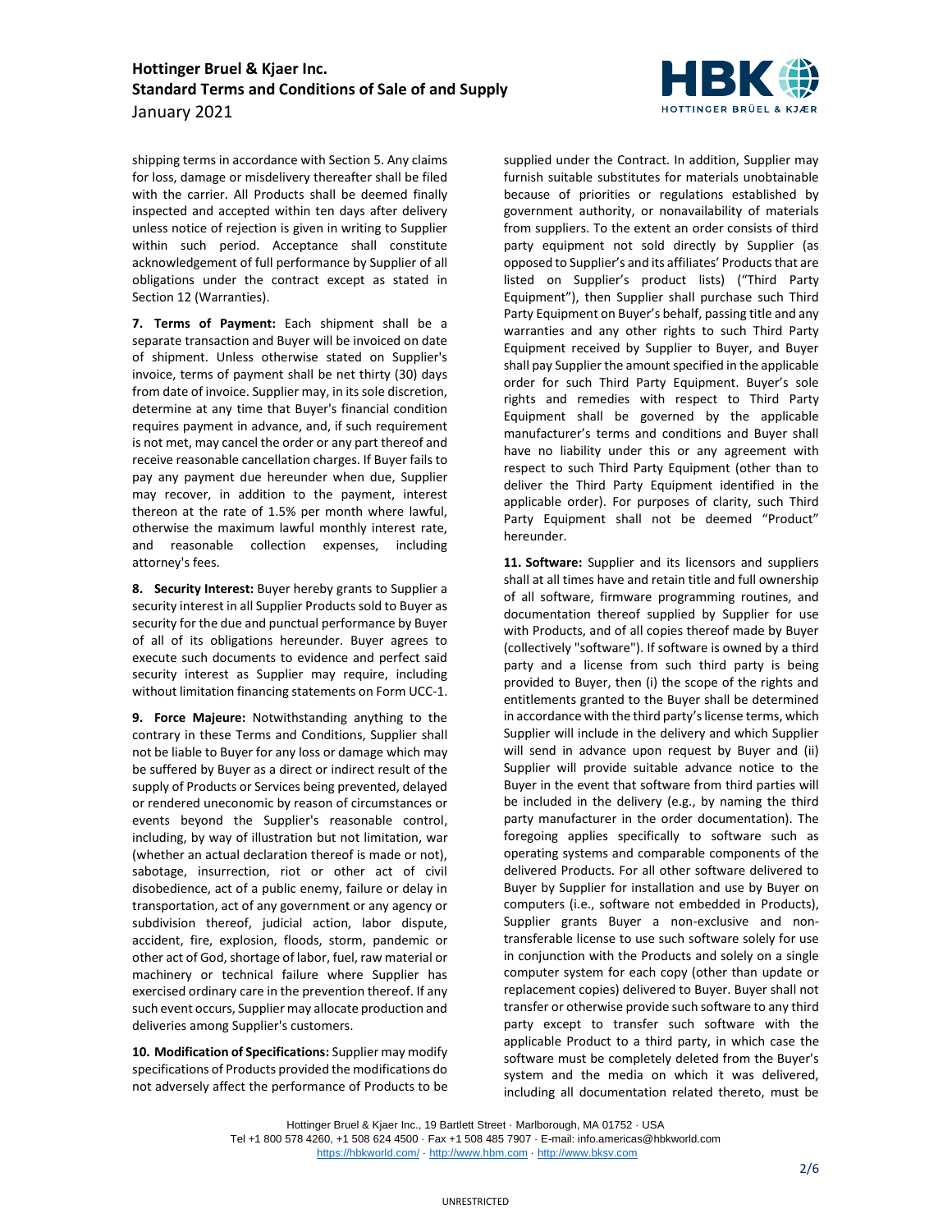shipping terms in accordance with Section 5. Any claims for loss, damage or misdelivery thereafter shall be filed with the carrier. All Products shall be deemed finally inspected and accepted within ten days after delivery unless notice of rejection is given in writing to Supplier within such period. Acceptance shall constitute acknowledgement of full performance by Supplier of all obligations under the contract except as stated in Section 12 (Warranties).

**7. Terms of Payment:** Each shipment shall be a separate transaction and Buyer will be invoiced on date of shipment. Unless otherwise stated on Supplier's invoice, terms of payment shall be net thirty (30) days from date of invoice. Supplier may, in its sole discretion, determine at any time that Buyer's financial condition requires payment in advance, and, if such requirement is not met, may cancel the order or any part thereof and receive reasonable cancellation charges. If Buyer fails to pay any payment due hereunder when due, Supplier may recover, in addition to the payment, interest thereon at the rate of 1.5% per month where lawful, otherwise the maximum lawful monthly interest rate, and reasonable collection expenses, including attorney's fees.

**8. Security Interest:** Buyer hereby grants to Supplier a security interest in all Supplier Products sold to Buyer as security for the due and punctual performance by Buyer of all of its obligations hereunder. Buyer agrees to execute such documents to evidence and perfect said security interest as Supplier may require, including without limitation financing statements on Form UCC-1.

**9. Force Majeure:** Notwithstanding anything to the contrary in these Terms and Conditions, Supplier shall not be liable to Buyer for any loss or damage which may be suffered by Buyer as a direct or indirect result of the supply of Products or Services being prevented, delayed or rendered uneconomic by reason of circumstances or events beyond the Supplier's reasonable control, including, by way of illustration but not limitation, war (whether an actual declaration thereof is made or not), sabotage, insurrection, riot or other act of civil disobedience, act of a public enemy, failure or delay in transportation, act of any government or any agency or subdivision thereof, judicial action, labor dispute, accident, fire, explosion, floods, storm, pandemic or other act of God, shortage of labor, fuel, raw material or machinery or technical failure where Supplier has exercised ordinary care in the prevention thereof. If any such event occurs, Supplier may allocate production and deliveries among Supplier's customers.

**10. Modification of Specifications:** Supplier may modify specifications of Products provided the modifications do not adversely affect the performance of Products to be supplied under the Contract. In addition, Supplier may furnish suitable substitutes for materials unobtainable because of priorities or regulations established by government authority, or nonavailability of materials from suppliers. To the extent an order consists of third party equipment not sold directly by Supplier (as opposed to Supplier's and its affiliates' Products that are listed on Supplier's product lists) ("Third Party Equipment"), then Supplier shall purchase such Third Party Equipment on Buyer's behalf, passing title and any warranties and any other rights to such Third Party Equipment received by Supplier to Buyer, and Buyer shall pay Supplier the amount specified in the applicable order for such Third Party Equipment. Buyer's sole rights and remedies with respect to Third Party Equipment shall be governed by the applicable manufacturer's terms and conditions and Buyer shall have no liability under this or any agreement with respect to such Third Party Equipment (other than to deliver the Third Party Equipment identified in the applicable order). For purposes of clarity, such Third Party Equipment shall not be deemed "Product" hereunder.

**11. Software:** Supplier and its licensors and suppliers shall at all times have and retain title and full ownership of all software, firmware programming routines, and documentation thereof supplied by Supplier for use with Products, and of all copies thereof made by Buyer (collectively "software"). If software is owned by a third party and a license from such third party is being provided to Buyer, then (i) the scope of the rights and entitlements granted to the Buyer shall be determined in accordance with the third party's license terms, which Supplier will include in the delivery and which Supplier will send in advance upon request by Buyer and (ii) Supplier will provide suitable advance notice to the Buyer in the event that software from third parties will be included in the delivery (e.g., by naming the third party manufacturer in the order documentation). The foregoing applies specifically to software such as operating systems and comparable components of the delivered Products. For all other software delivered to Buyer by Supplier for installation and use by Buyer on computers (i.e., software not embedded in Products), Supplier grants Buyer a non-exclusive and non-transferable license to use such software solely for use in conjunction with the Products and solely on a single computer system for each copy (other than update or replacement copies) delivered to Buyer. Buyer shall not transfer or otherwise provide such software to any third party except to transfer such software with the applicable Product to a third party, in which case the software must be completely deleted from the Buyer's system and the media on which it was delivered, including all documentation related thereto, must be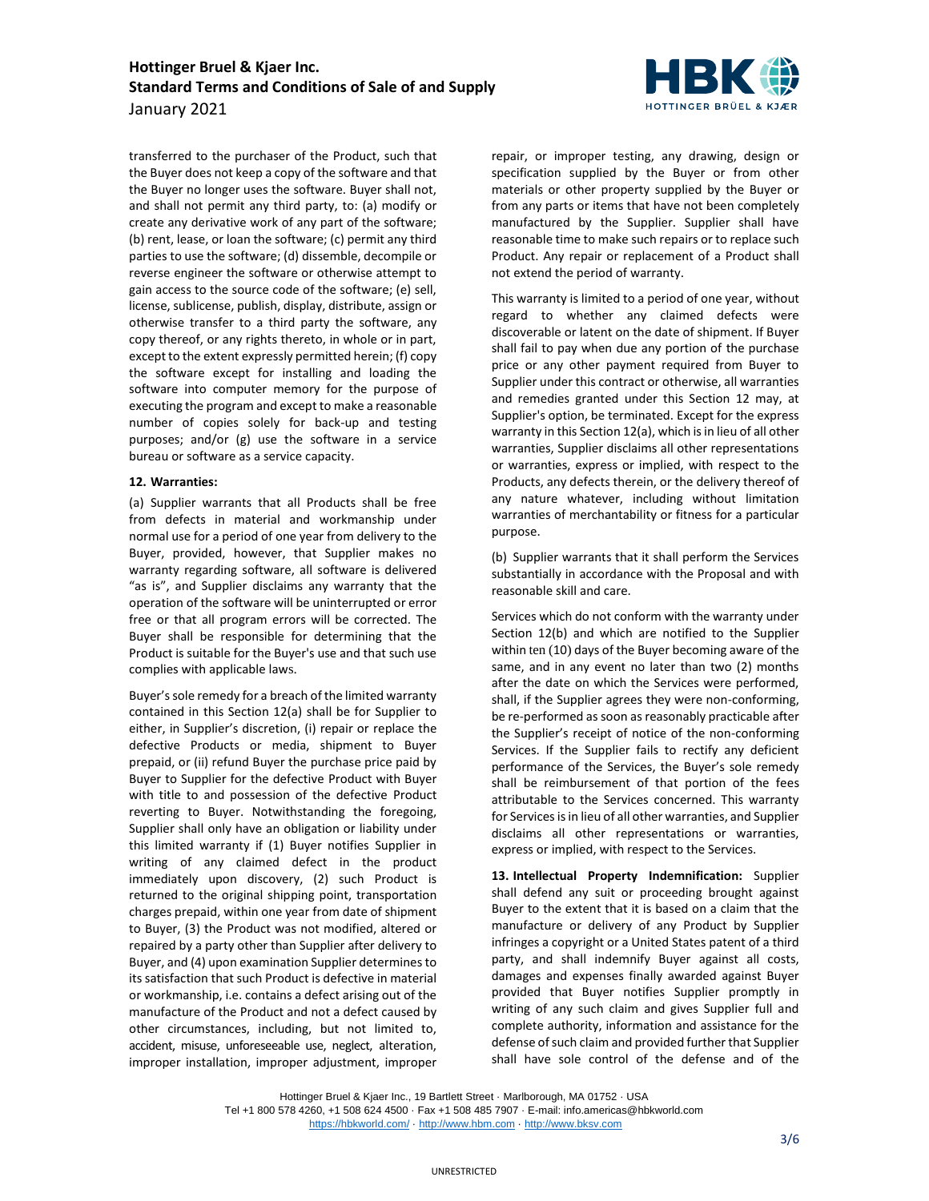transferred to the purchaser of the Product, such that the Buyer does not keep a copy of the software and that the Buyer no longer uses the software. Buyer shall not, and shall not permit any third party, to: (a) modify or create any derivative work of any part of the software; (b) rent, lease, or loan the software; (c) permit any third parties to use the software; (d) dissemble, decompile or reverse engineer the software or otherwise attempt to gain access to the source code of the software; (e) sell, license, sublicense, publish, display, distribute, assign or otherwise transfer to a third party the software, any copy thereof, or any rights thereto, in whole or in part, except to the extent expressly permitted herein; (f) copy the software except for installing and loading the software into computer memory for the purpose of executing the program and except to make a reasonable number of copies solely for back-up and testing purposes; and/or (g) use the software in a service bureau or software as a service capacity.

**12. Warranties:**

(a) Supplier warrants that all Products shall be free from defects in material and workmanship under normal use for a period of one year from delivery to the Buyer, provided, however, that Supplier makes no warranty regarding software, all software is delivered "as is", and Supplier disclaims any warranty that the operation of the software will be uninterrupted or error free or that all program errors will be corrected. The Buyer shall be responsible for determining that the Product is suitable for the Buyer's use and that such use complies with applicable laws.

Buyer's sole remedy for a breach of the limited warranty contained in this Section 12(a) shall be for Supplier to either, in Supplier's discretion, (i) repair or replace the defective Products or media, shipment to Buyer prepaid, or (ii) refund Buyer the purchase price paid by Buyer to Supplier for the defective Product with Buyer with title to and possession of the defective Product reverting to Buyer. Notwithstanding the foregoing, Supplier shall only have an obligation or liability under this limited warranty if (1) Buyer notifies Supplier in writing of any claimed defect in the product immediately upon discovery, (2) such Product is returned to the original shipping point, transportation charges prepaid, within one year from date of shipment to Buyer, (3) the Product was not modified, altered or repaired by a party other than Supplier after delivery to Buyer, and (4) upon examination Supplier determines to its satisfaction that such Product is defective in material or workmanship, i.e. contains a defect arising out of the manufacture of the Product and not a defect caused by other circumstances, including, but not limited to, accident, misuse, unforeseeable use, neglect, alteration, improper installation, improper adjustment, improper repair, or improper testing, any drawing, design or specification supplied by the Buyer or from other materials or other property supplied by the Buyer or from any parts or items that have not been completely manufactured by the Supplier. Supplier shall have reasonable time to make such repairs or to replace such Product. Any repair or replacement of a Product shall not extend the period of warranty.

This warranty is limited to a period of one year, without regard to whether any claimed defects were discoverable or latent on the date of shipment. If Buyer shall fail to pay when due any portion of the purchase price or any other payment required from Buyer to Supplier under this contract or otherwise, all warranties and remedies granted under this Section 12 may, at Supplier's option, be terminated. Except for the express warranty in this Section 12(a), which is in lieu of all other warranties, Supplier disclaims all other representations or warranties, express or implied, with respect to the Products, any defects therein, or the delivery thereof of any nature whatever, including without limitation warranties of merchantability or fitness for a particular purpose.

(b) Supplier warrants that it shall perform the Services substantially in accordance with the Proposal and with reasonable skill and care.

Services which do not conform with the warranty under Section 12(b) and which are notified to the Supplier within ten (10) days of the Buyer becoming aware of the same, and in any event no later than two (2) months after the date on which the Services were performed, shall, if the Supplier agrees they were non-conforming, be re-performed as soon as reasonably practicable after the Supplier's receipt of notice of the non-conforming Services. If the Supplier fails to rectify any deficient performance of the Services, the Buyer's sole remedy shall be reimbursement of that portion of the fees attributable to the Services concerned. This warranty for Services is in lieu of all other warranties, and Supplier disclaims all other representations or warranties, express or implied, with respect to the Services.

**13. Intellectual Property Indemnification:** Supplier shall defend any suit or proceeding brought against Buyer to the extent that it is based on a claim that the manufacture or delivery of any Product by Supplier infringes a copyright or a United States patent of a third party, and shall indemnify Buyer against all costs, damages and expenses finally awarded against Buyer provided that Buyer notifies Supplier promptly in writing of any such claim and gives Supplier full and complete authority, information and assistance for the defense of such claim and provided further that Supplier shall have sole control of the defense and of the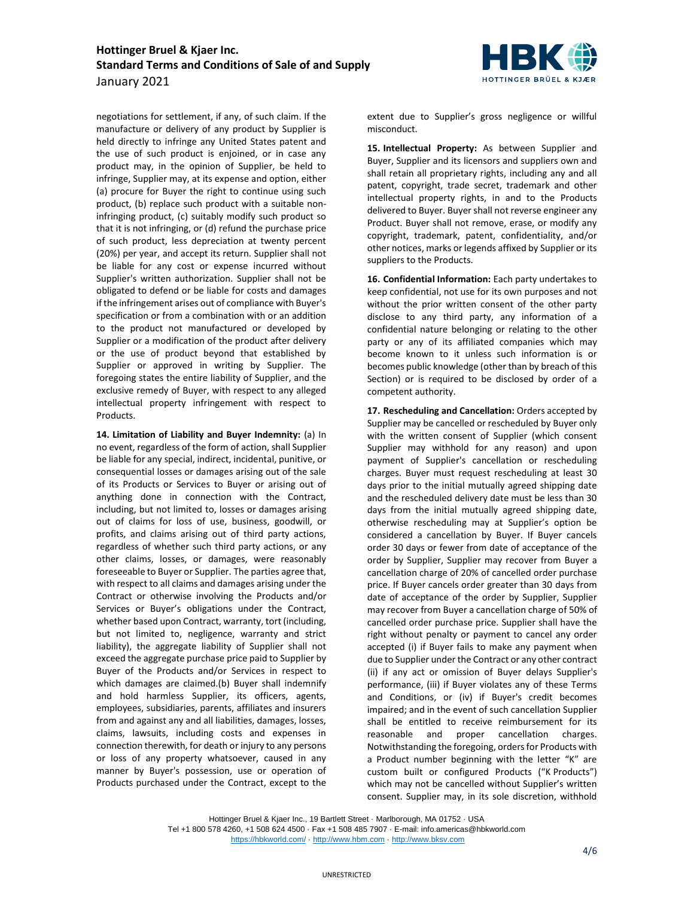negotiations for settlement, if any, of such claim. If the manufacture or delivery of any product by Supplier is held directly to infringe any United States patent and the use of such product is enjoined, or in case any product may, in the opinion of Supplier, be held to infringe, Supplier may, at its expense and option, either (a) procure for Buyer the right to continue using such product, (b) replace such product with a suitable non-infringing product, (c) suitably modify such product so that it is not infringing, or (d) refund the purchase price of such product, less depreciation at twenty percent (20%) per year, and accept its return. Supplier shall not be liable for any cost or expense incurred without Supplier's written authorization. Supplier shall not be obligated to defend or be liable for costs and damages if the infringement arises out of compliance with Buyer's specification or from a combination with or an addition to the product not manufactured or developed by Supplier or a modification of the product after delivery or the use of product beyond that established by Supplier or approved in writing by Supplier. The foregoing states the entire liability of Supplier, and the exclusive remedy of Buyer, with respect to any alleged intellectual property infringement with respect to Products.

**14. Limitation of Liability and Buyer Indemnity:** (a) In no event, regardless of the form of action, shall Supplier be liable for any special, indirect, incidental, punitive, or consequential losses or damages arising out of the sale of its Products or Services to Buyer or arising out of anything done in connection with the Contract, including, but not limited to, losses or damages arising out of claims for loss of use, business, goodwill, or profits, and claims arising out of third party actions, regardless of whether such third party actions, or any other claims, losses, or damages, were reasonably foreseeable to Buyer or Supplier. The parties agree that, with respect to all claims and damages arising under the Contract or otherwise involving the Products and/or Services or Buyer's obligations under the Contract, whether based upon Contract, warranty, tort (including, but not limited to, negligence, warranty and strict liability), the aggregate liability of Supplier shall not exceed the aggregate purchase price paid to Supplier by Buyer of the Products and/or Services in respect to which damages are claimed.(b) Buyer shall indemnify and hold harmless Supplier, its officers, agents, employees, subsidiaries, parents, affiliates and insurers from and against any and all liabilities, damages, losses, claims, lawsuits, including costs and expenses in connection therewith, for death or injury to any persons or loss of any property whatsoever, caused in any manner by Buyer's possession, use or operation of Products purchased under the Contract, except to the extent due to Supplier's gross negligence or willful misconduct.

**15. Intellectual Property:** As between Supplier and Buyer, Supplier and its licensors and suppliers own and shall retain all proprietary rights, including any and all patent, copyright, trade secret, trademark and other intellectual property rights, in and to the Products delivered to Buyer. Buyer shall not reverse engineer any Product. Buyer shall not remove, erase, or modify any copyright, trademark, patent, confidentiality, and/or other notices, marks or legends affixed by Supplier or its suppliers to the Products.

**16. Confidential Information:** Each party undertakes to keep confidential, not use for its own purposes and not without the prior written consent of the other party disclose to any third party, any information of a confidential nature belonging or relating to the other party or any of its affiliated companies which may become known to it unless such information is or becomes public knowledge (other than by breach of this Section) or is required to be disclosed by order of a competent authority.

**17. Rescheduling and Cancellation:** Orders accepted by Supplier may be cancelled or rescheduled by Buyer only with the written consent of Supplier (which consent Supplier may withhold for any reason) and upon payment of Supplier's cancellation or rescheduling charges. Buyer must request rescheduling at least 30 days prior to the initial mutually agreed shipping date and the rescheduled delivery date must be less than 30 days from the initial mutually agreed shipping date, otherwise rescheduling may at Supplier's option be considered a cancellation by Buyer. If Buyer cancels order 30 days or fewer from date of acceptance of the order by Supplier, Supplier may recover from Buyer a cancellation charge of 20% of cancelled order purchase price. If Buyer cancels order greater than 30 days from date of acceptance of the order by Supplier, Supplier may recover from Buyer a cancellation charge of 50% of cancelled order purchase price. Supplier shall have the right without penalty or payment to cancel any order accepted (i) if Buyer fails to make any payment when due to Supplier under the Contract or any other contract (ii) if any act or omission of Buyer delays Supplier's performance, (iii) if Buyer violates any of these Terms and Conditions, or (iv) if Buyer's credit becomes impaired; and in the event of such cancellation Supplier shall be entitled to receive reimbursement for its reasonable and proper cancellation charges. Notwithstanding the foregoing, orders for Products with a Product number beginning with the letter "K" are custom built or configured Products ("K Products") which may not be cancelled without Supplier's written consent. Supplier may, in its sole discretion, withhold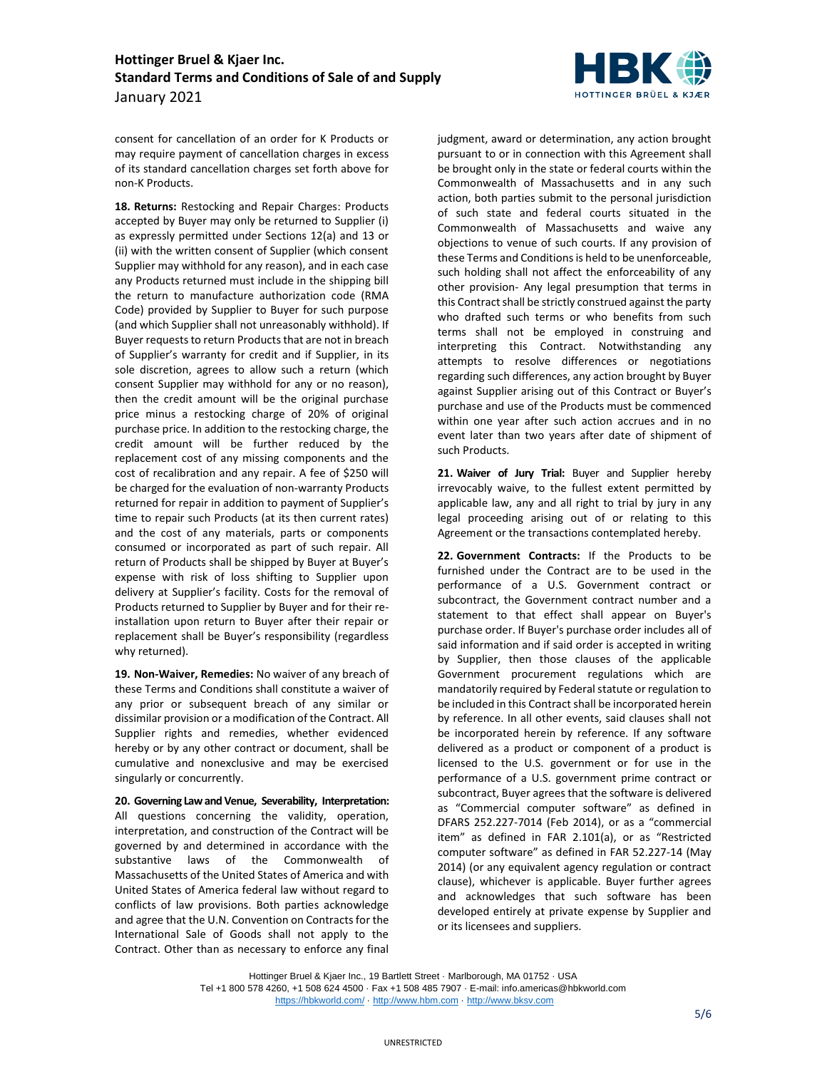consent for cancellation of an order for K Products or may require payment of cancellation charges in excess of its standard cancellation charges set forth above for non-K Products.

**18. Returns:** Restocking and Repair Charges: Products accepted by Buyer may only be returned to Supplier (i) as expressly permitted under Sections 12(a) and 13 or (ii) with the written consent of Supplier (which consent Supplier may withhold for any reason), and in each case any Products returned must include in the shipping bill the return to manufacture authorization code (RMA Code) provided by Supplier to Buyer for such purpose (and which Supplier shall not unreasonably withhold). If Buyer requests to return Products that are not in breach of Supplier's warranty for credit and if Supplier, in its sole discretion, agrees to allow such a return (which consent Supplier may withhold for any or no reason), then the credit amount will be the original purchase price minus a restocking charge of 20% of original purchase price. In addition to the restocking charge, the credit amount will be further reduced by the replacement cost of any missing components and the cost of recalibration and any repair. A fee of $250 will be charged for the evaluation of non-warranty Products returned for repair in addition to payment of Supplier's time to repair such Products (at its then current rates) and the cost of any materials, parts or components consumed or incorporated as part of such repair. All return of Products shall be shipped by Buyer at Buyer's expense with risk of loss shifting to Supplier upon delivery at Supplier's facility. Costs for the removal of Products returned to Supplier by Buyer and for their re-installation upon return to Buyer after their repair or replacement shall be Buyer's responsibility (regardless why returned).

**19. Non-Waiver, Remedies:** No waiver of any breach of these Terms and Conditions shall constitute a waiver of any prior or subsequent breach of any similar or dissimilar provision or a modification of the Contract. All Supplier rights and remedies, whether evidenced hereby or by any other contract or document, shall be cumulative and nonexclusive and may be exercised singularly or concurrently.

**20. Governing Law and Venue, Severability, Interpretation:** All questions concerning the validity, operation, interpretation, and construction of the Contract will be governed by and determined in accordance with the substantive laws of the Commonwealth of Massachusetts of the United States of America and with United States of America federal law without regard to conflicts of law provisions. Both parties acknowledge and agree that the U.N. Convention on Contracts for the International Sale of Goods shall not apply to the Contract. Other than as necessary to enforce any final judgment, award or determination, any action brought pursuant to or in connection with this Agreement shall be brought only in the state or federal courts within the Commonwealth of Massachusetts and in any such action, both parties submit to the personal jurisdiction of such state and federal courts situated in the Commonwealth of Massachusetts and waive any objections to venue of such courts. If any provision of these Terms and Conditions is held to be unenforceable, such holding shall not affect the enforceability of any other provision- Any legal presumption that terms in this Contract shall be strictly construed against the party who drafted such terms or who benefits from such terms shall not be employed in construing and interpreting this Contract. Notwithstanding any attempts to resolve differences or negotiations regarding such differences, any action brought by Buyer against Supplier arising out of this Contract or Buyer's purchase and use of the Products must be commenced within one year after such action accrues and in no event later than two years after date of shipment of such Products.

**21. Waiver of Jury Trial:** Buyer and Supplier hereby irrevocably waive, to the fullest extent permitted by applicable law, any and all right to trial by jury in any legal proceeding arising out of or relating to this Agreement or the transactions contemplated hereby.

**22. Government Contracts:** If the Products to be furnished under the Contract are to be used in the performance of a U.S. Government contract or subcontract, the Government contract number and a statement to that effect shall appear on Buyer's purchase order. If Buyer's purchase order includes all of said information and if said order is accepted in writing by Supplier, then those clauses of the applicable Government procurement regulations which are mandatorily required by Federal statute or regulation to be included in this Contract shall be incorporated herein by reference. In all other events, said clauses shall not be incorporated herein by reference. If any software delivered as a product or component of a product is licensed to the U.S. government or for use in the performance of a U.S. government prime contract or subcontract, Buyer agrees that the software is delivered as "Commercial computer software" as defined in DFARS 252.227-7014 (Feb 2014), or as a "commercial item" as defined in FAR 2.101(a), or as "Restricted computer software" as defined in FAR 52.227-14 (May 2014) (or any equivalent agency regulation or contract clause), whichever is applicable. Buyer further agrees and acknowledges that such software has been developed entirely at private expense by Supplier and or its licensees and suppliers.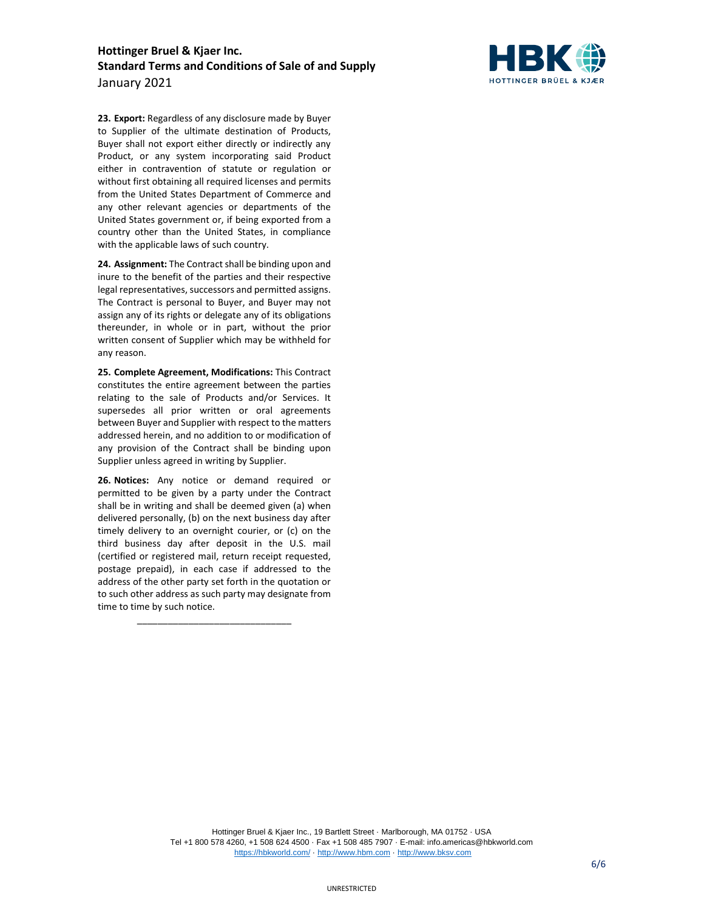**23. Export:** Regardless of any disclosure made by Buyer to Supplier of the ultimate destination of Products, Buyer shall not export either directly or indirectly any Product, or any system incorporating said Product either in contravention of statute or regulation or without first obtaining all required licenses and permits from the United States Department of Commerce and any other relevant agencies or departments of the United States government or, if being exported from a country other than the United States, in compliance with the applicable laws of such country.

**24. Assignment:** The Contract shall be binding upon and inure to the benefit of the parties and their respective legal representatives, successors and permitted assigns. The Contract is personal to Buyer, and Buyer may not assign any of its rights or delegate any of its obligations thereunder, in whole or in part, without the prior written consent of Supplier which may be withheld for any reason.

**25. Complete Agreement, Modifications:** This Contract constitutes the entire agreement between the parties relating to the sale of Products and/or Services. It supersedes all prior written or oral agreements between Buyer and Supplier with respect to the matters addressed herein, and no addition to or modification of any provision of the Contract shall be binding upon Supplier unless agreed in writing by Supplier.

**26. Notices:** Any notice or demand required or permitted to be given by a party under the Contract shall be in writing and shall be deemed given (a) when delivered personally, (b) on the next business day after timely delivery to an overnight courier, or (c) on the third business day after deposit in the U.S. mail (certified or registered mail, return receipt requested, postage prepaid), in each case if addressed to the address of the other party set forth in the quotation or to such other address as such party may designate from time to time by such notice.

______________________________